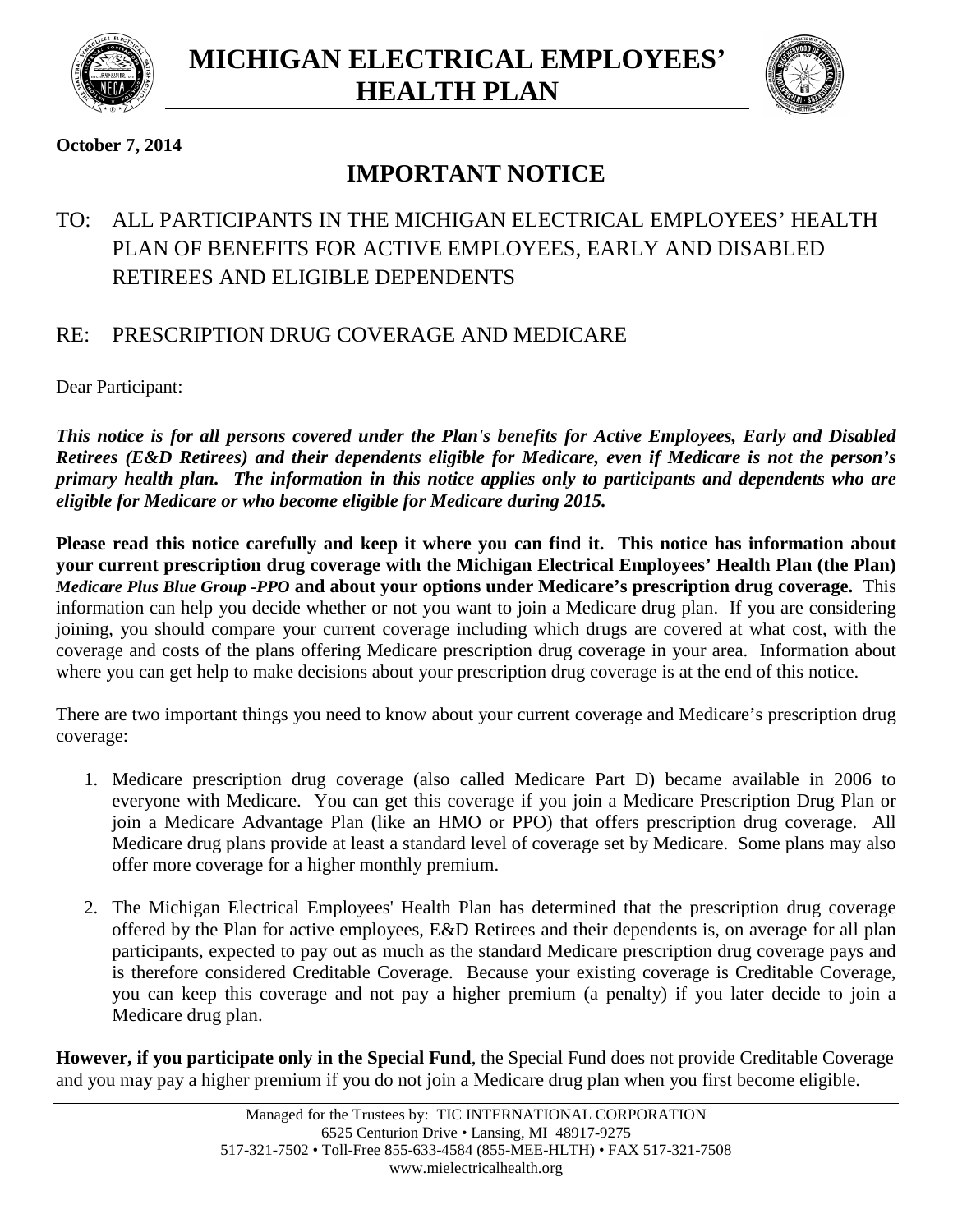# MICHIGAN ELECTRICAL EMPLOYEES' HEALTH PLAN

**October 7, 2014**

## IMPORTANT NOTICE

TO: ALL PARTICIPANTS IN THE MICHIGAN ELECTRICAL EMPLOYEES' HEALTH PLAN OF BENEFITS FOR ACTIVE EMPLOYEES, EARLY AND DISABLED RETIREES AND ELIGIBLE DEPENDENTS

RE: PRESCRIPTION DRUG COVERAGE AND MEDICARE

Dear Participant:

***This notice is for all persons covered under the Plan's benefits for Active Employees, Early and Disabled Retirees (E&D Retirees) and their dependents eligible for Medicare, even if Medicare is not the person's primary health plan. The information in this notice applies only to participants and dependents who are eligible for Medicare or who become eligible for Medicare during 2015.***

**Please read this notice carefully and keep it where you can find it. This notice has information about your current prescription drug coverage with the Michigan Electrical Employees' Health Plan (the Plan)** ***Medicare Plus Blue Group -PPO*** **and about your options under Medicare's prescription drug coverage.** This information can help you decide whether or not you want to join a Medicare drug plan. If you are considering joining, you should compare your current coverage including which drugs are covered at what cost, with the coverage and costs of the plans offering Medicare prescription drug coverage in your area. Information about where you can get help to make decisions about your prescription drug coverage is at the end of this notice.

There are two important things you need to know about your current coverage and Medicare's prescription drug coverage:

1. Medicare prescription drug coverage (also called Medicare Part D) became available in 2006 to everyone with Medicare. You can get this coverage if you join a Medicare Prescription Drug Plan or join a Medicare Advantage Plan (like an HMO or PPO) that offers prescription drug coverage. All Medicare drug plans provide at least a standard level of coverage set by Medicare. Some plans may also offer more coverage for a higher monthly premium.

2. The Michigan Electrical Employees' Health Plan has determined that the prescription drug coverage offered by the Plan for active employees, E&D Retirees and their dependents is, on average for all plan participants, expected to pay out as much as the standard Medicare prescription drug coverage pays and is therefore considered Creditable Coverage. Because your existing coverage is Creditable Coverage, you can keep this coverage and not pay a higher premium (a penalty) if you later decide to join a Medicare drug plan.

**However, if you participate only in the Special Fund**, the Special Fund does not provide Creditable Coverage and you may pay a higher premium if you do not join a Medicare drug plan when you first become eligible.

Managed for the Trustees by: TIC INTERNATIONAL CORPORATION
6525 Centurion Drive • Lansing, MI 48917-9275
517-321-7502 • Toll-Free 855-633-4584 (855-MEE-HLTH) • FAX 517-321-7508
www.mielectricalhealth.org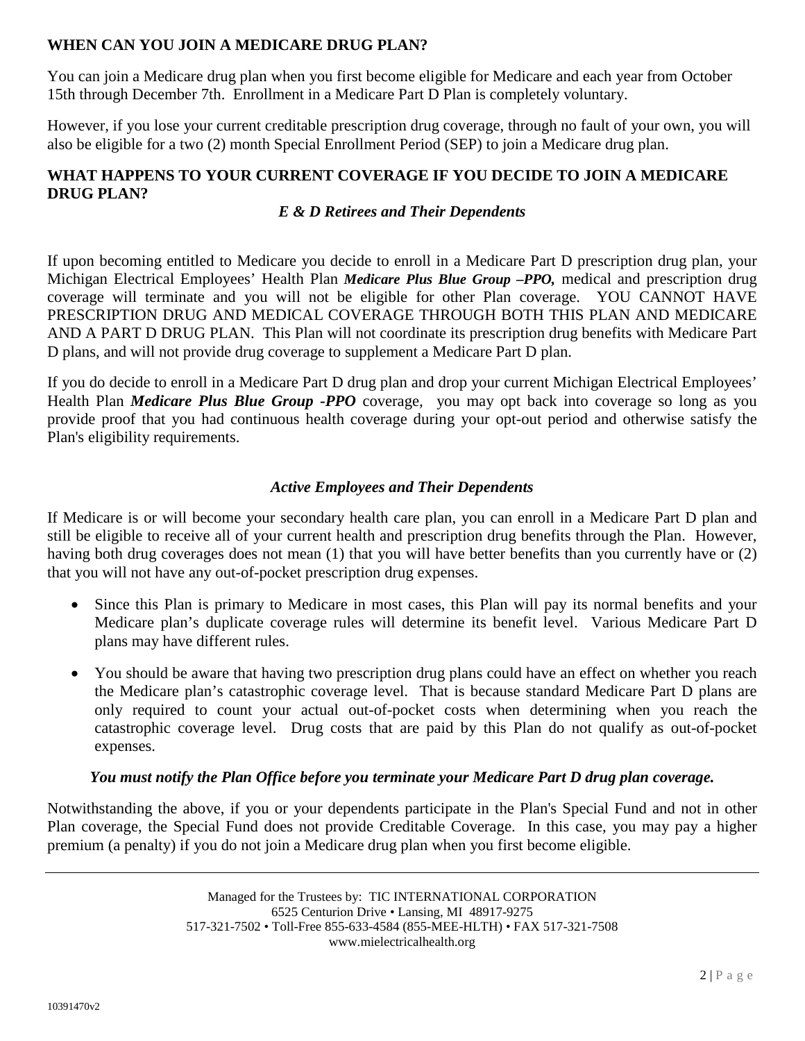**WHEN CAN YOU JOIN A MEDICARE DRUG PLAN?**

You can join a Medicare drug plan when you first become eligible for Medicare and each year from October 15th through December 7th. Enrollment in a Medicare Part D Plan is completely voluntary.

However, if you lose your current creditable prescription drug coverage, through no fault of your own, you will also be eligible for a two (2) month Special Enrollment Period (SEP) to join a Medicare drug plan.

**WHAT HAPPENS TO YOUR CURRENT COVERAGE IF YOU DECIDE TO JOIN A MEDICARE DRUG PLAN?**

***E & D Retirees and Their Dependents***

If upon becoming entitled to Medicare you decide to enroll in a Medicare Part D prescription drug plan, your Michigan Electrical Employees' Health Plan ***Medicare Plus Blue Group –PPO,*** medical and prescription drug coverage will terminate and you will not be eligible for other Plan coverage. YOU CANNOT HAVE PRESCRIPTION DRUG AND MEDICAL COVERAGE THROUGH BOTH THIS PLAN AND MEDICARE AND A PART D DRUG PLAN. This Plan will not coordinate its prescription drug benefits with Medicare Part D plans, and will not provide drug coverage to supplement a Medicare Part D plan.

If you do decide to enroll in a Medicare Part D drug plan and drop your current Michigan Electrical Employees' Health Plan ***Medicare Plus Blue Group -PPO*** coverage, you may opt back into coverage so long as you provide proof that you had continuous health coverage during your opt-out period and otherwise satisfy the Plan's eligibility requirements.

***Active Employees and Their Dependents***

If Medicare is or will become your secondary health care plan, you can enroll in a Medicare Part D plan and still be eligible to receive all of your current health and prescription drug benefits through the Plan. However, having both drug coverages does not mean (1) that you will have better benefits than you currently have or (2) that you will not have any out-of-pocket prescription drug expenses.

- Since this Plan is primary to Medicare in most cases, this Plan will pay its normal benefits and your Medicare plan's duplicate coverage rules will determine its benefit level. Various Medicare Part D plans may have different rules.
- You should be aware that having two prescription drug plans could have an effect on whether you reach the Medicare plan's catastrophic coverage level. That is because standard Medicare Part D plans are only required to count your actual out-of-pocket costs when determining when you reach the catastrophic coverage level. Drug costs that are paid by this Plan do not qualify as out-of-pocket expenses.

***You must notify the Plan Office before you terminate your Medicare Part D drug plan coverage.***

Notwithstanding the above, if you or your dependents participate in the Plan's Special Fund and not in other Plan coverage, the Special Fund does not provide Creditable Coverage. In this case, you may pay a higher premium (a penalty) if you do not join a Medicare drug plan when you first become eligible.

Managed for the Trustees by: TIC INTERNATIONAL CORPORATION
6525 Centurion Drive • Lansing, MI 48917-9275
517-321-7502 • Toll-Free 855-633-4584 (855-MEE-HLTH) • FAX 517-321-7508
www.mielectricalhealth.org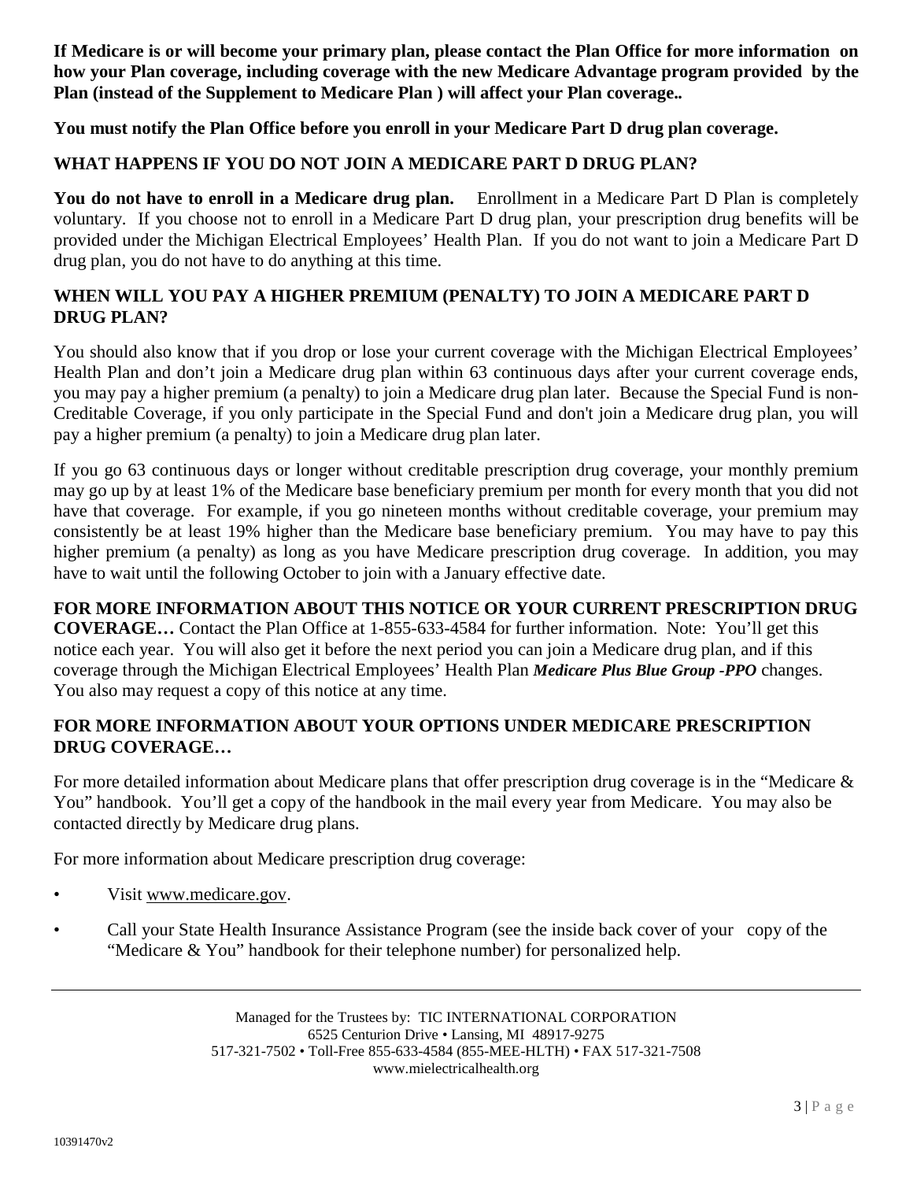**If Medicare is or will become your primary plan, please contact the Plan Office for more information on how your Plan coverage, including coverage with the new Medicare Advantage program provided by the Plan (instead of the Supplement to Medicare Plan ) will affect your Plan coverage..**

**You must notify the Plan Office before you enroll in your Medicare Part D drug plan coverage.**

## WHAT HAPPENS IF YOU DO NOT JOIN A MEDICARE PART D DRUG PLAN?

**You do not have to enroll in a Medicare drug plan.** Enrollment in a Medicare Part D Plan is completely voluntary. If you choose not to enroll in a Medicare Part D drug plan, your prescription drug benefits will be provided under the Michigan Electrical Employees' Health Plan. If you do not want to join a Medicare Part D drug plan, you do not have to do anything at this time.

## WHEN WILL YOU PAY A HIGHER PREMIUM (PENALTY) TO JOIN A MEDICARE PART D DRUG PLAN?

You should also know that if you drop or lose your current coverage with the Michigan Electrical Employees' Health Plan and don't join a Medicare drug plan within 63 continuous days after your current coverage ends, you may pay a higher premium (a penalty) to join a Medicare drug plan later. Because the Special Fund is non-Creditable Coverage, if you only participate in the Special Fund and don't join a Medicare drug plan, you will pay a higher premium (a penalty) to join a Medicare drug plan later.

If you go 63 continuous days or longer without creditable prescription drug coverage, your monthly premium may go up by at least 1% of the Medicare base beneficiary premium per month for every month that you did not have that coverage. For example, if you go nineteen months without creditable coverage, your premium may consistently be at least 19% higher than the Medicare base beneficiary premium. You may have to pay this higher premium (a penalty) as long as you have Medicare prescription drug coverage. In addition, you may have to wait until the following October to join with a January effective date.

**FOR MORE INFORMATION ABOUT THIS NOTICE OR YOUR CURRENT PRESCRIPTION DRUG COVERAGE…** Contact the Plan Office at 1-855-633-4584 for further information. Note: You'll get this notice each year. You will also get it before the next period you can join a Medicare drug plan, and if this coverage through the Michigan Electrical Employees' Health Plan ***Medicare Plus Blue Group -PPO*** changes. You also may request a copy of this notice at any time.

## FOR MORE INFORMATION ABOUT YOUR OPTIONS UNDER MEDICARE PRESCRIPTION DRUG COVERAGE…

For more detailed information about Medicare plans that offer prescription drug coverage is in the "Medicare & You" handbook. You'll get a copy of the handbook in the mail every year from Medicare. You may also be contacted directly by Medicare drug plans.

For more information about Medicare prescription drug coverage:

- Visit www.medicare.gov.
- Call your State Health Insurance Assistance Program (see the inside back cover of your copy of the "Medicare & You" handbook for their telephone number) for personalized help.

Managed for the Trustees by: TIC INTERNATIONAL CORPORATION
6525 Centurion Drive • Lansing, MI 48917-9275
517-321-7502 • Toll-Free 855-633-4584 (855-MEE-HLTH) • FAX 517-321-7508
www.mielectricalhealth.org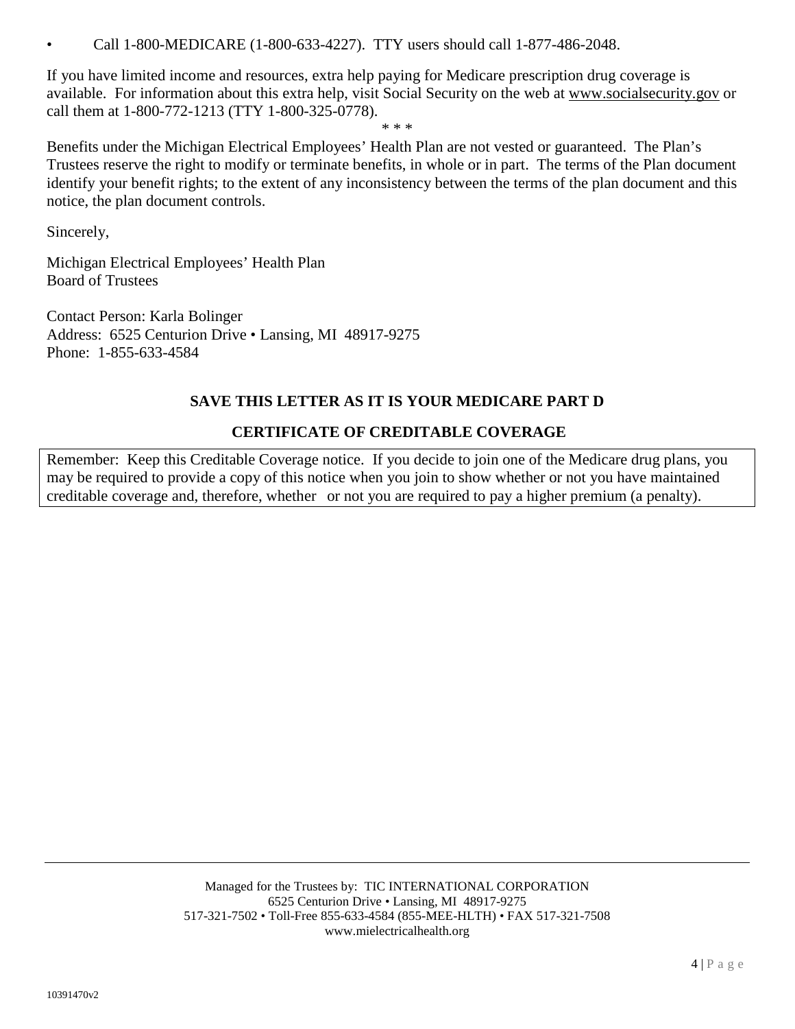- Call 1-800-MEDICARE (1-800-633-4227). TTY users should call 1-877-486-2048.

If you have limited income and resources, extra help paying for Medicare prescription drug coverage is available. For information about this extra help, visit Social Security on the web at www.socialsecurity.gov or call them at 1-800-772-1213 (TTY 1-800-325-0778).

* * *

Benefits under the Michigan Electrical Employees' Health Plan are not vested or guaranteed. The Plan's Trustees reserve the right to modify or terminate benefits, in whole or in part. The terms of the Plan document identify your benefit rights; to the extent of any inconsistency between the terms of the plan document and this notice, the plan document controls.

Sincerely,

Michigan Electrical Employees' Health Plan
Board of Trustees

Contact Person: Karla Bolinger
Address: 6525 Centurion Drive • Lansing, MI 48917-9275
Phone: 1-855-633-4584

**SAVE THIS LETTER AS IT IS YOUR MEDICARE PART D**

**CERTIFICATE OF CREDITABLE COVERAGE**

Remember: Keep this Creditable Coverage notice. If you decide to join one of the Medicare drug plans, you may be required to provide a copy of this notice when you join to show whether or not you have maintained creditable coverage and, therefore, whether or not you are required to pay a higher premium (a penalty).

Managed for the Trustees by: TIC INTERNATIONAL CORPORATION
6525 Centurion Drive • Lansing, MI 48917-9275
517-321-7502 • Toll-Free 855-633-4584 (855-MEE-HLTH) • FAX 517-321-7508
www.mielectricalhealth.org

10391470v2